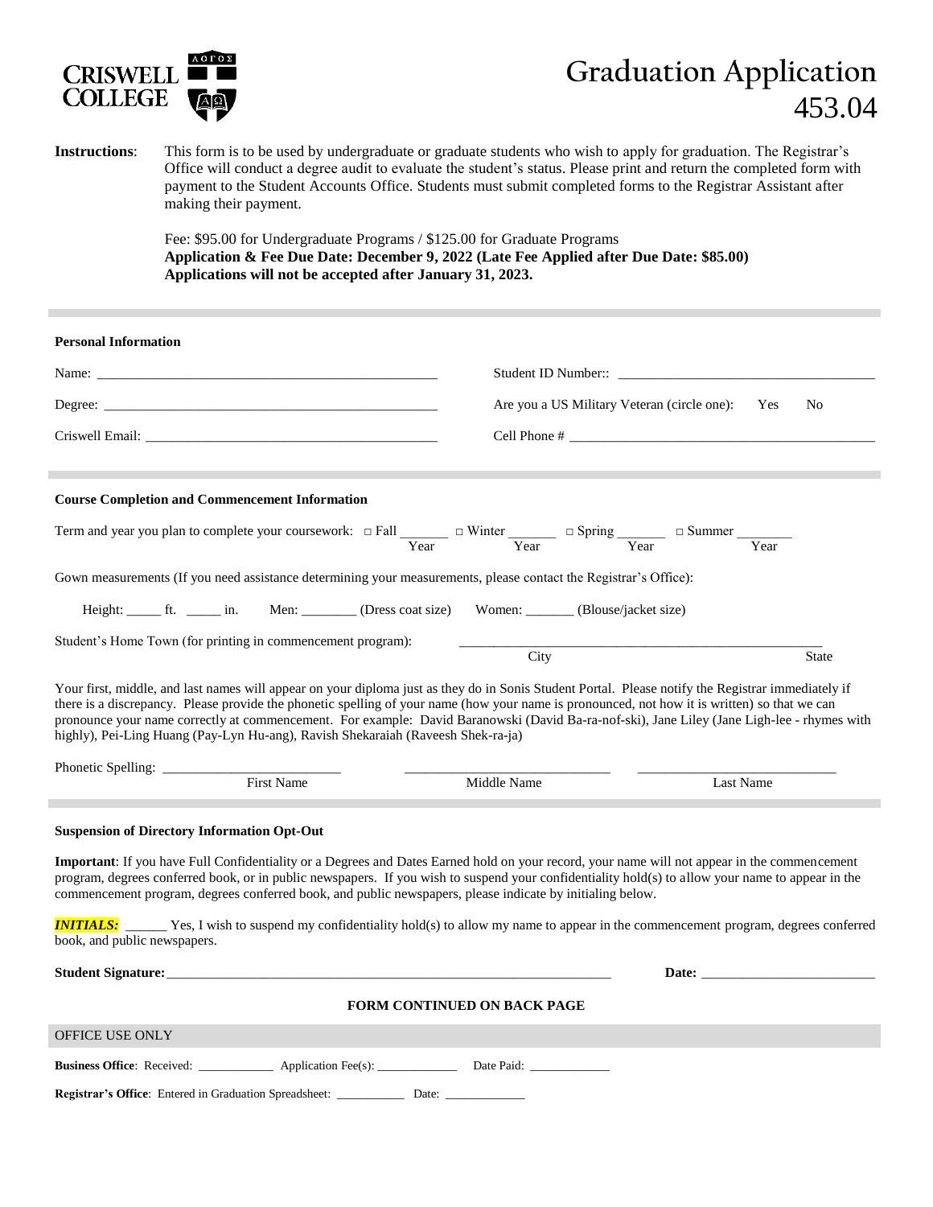CRISWELL COLLEGE

# Graduation Application 453.04

**Instructions**: This form is to be used by undergraduate or graduate students who wish to apply for graduation. The Registrar's Office will conduct a degree audit to evaluate the student's status. Please print and return the completed form with payment to the Student Accounts Office. Students must submit completed forms to the Registrar Assistant after making their payment.

Fee: $95.00 for Undergraduate Programs / $125.00 for Graduate Programs
**Application & Fee Due Date: December 9, 2022 (Late Fee Applied after Due Date: $85.00)**
**Applications will not be accepted after January 31, 2023.**

---

**Personal Information**

Name: ______________________________ Student ID Number:: ______________________________

Degree: ______________________________ Are you a US Military Veteran (circle one): Yes No

Criswell Email: ______________________________ Cell Phone # ______________________________

---

**Course Completion and Commencement Information**

Term and year you plan to complete your coursework: □ Fall _______ (Year) □ Winter _______ (Year) □ Spring _______ (Year) □ Summer _______ (Year)

Gown measurements (If you need assistance determining your measurements, please contact the Registrar's Office):

Height: _____ ft. _____ in. Men: ________ (Dress coat size) Women: _______ (Blouse/jacket size)

Student's Home Town (for printing in commencement program): ______________________________ City State

Your first, middle, and last names will appear on your diploma just as they do in Sonis Student Portal. Please notify the Registrar immediately if there is a discrepancy. Please provide the phonetic spelling of your name (how your name is pronounced, not how it is written) so that we can pronounce your name correctly at commencement. For example: David Baranowski (David Ba-ra-nof-ski), Jane Liley (Jane Ligh-lee - rhymes with highly), Pei-Ling Huang (Pay-Lyn Hu-ang), Ravish Shekaraiah (Raveesh Shek-ra-ja)

Phonetic Spelling: ____________________ ____________________ ____________________
First Name Middle Name Last Name

---

**Suspension of Directory Information Opt-Out**

**Important**: If you have Full Confidentiality or a Degrees and Dates Earned hold on your record, your name will not appear in the commencement program, degrees conferred book, or in public newspapers. If you wish to suspend your confidentiality hold(s) to allow your name to appear in the commencement program, degrees conferred book, and public newspapers, please indicate by initialing below.

***INITIALS:*** ______ Yes, I wish to suspend my confidentiality hold(s) to allow my name to appear in the commencement program, degrees conferred book, and public newspapers.

**Student Signature:** ______________________________ **Date:** ____________________

**FORM CONTINUED ON BACK PAGE**

OFFICE USE ONLY

**Business Office**: Received: ____________ Application Fee(s): ____________ Date Paid: ____________

**Registrar's Office**: Entered in Graduation Spreadsheet: ___________ Date: ____________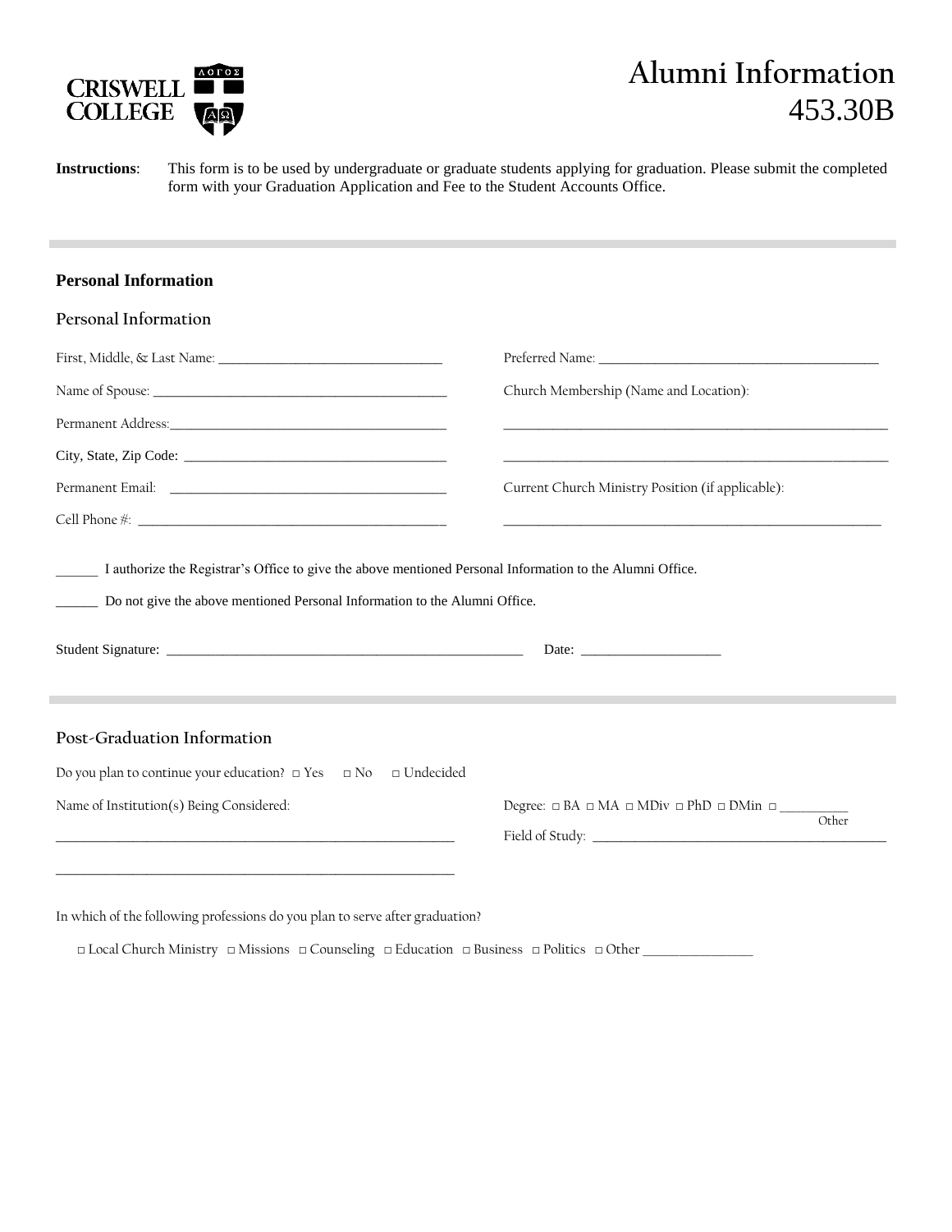CRISWELL COLLEGE

# Alumni Information
# 453.30B

**Instructions**: This form is to be used by undergraduate or graduate students applying for graduation. Please submit the completed form with your Graduation Application and Fee to the Student Accounts Office.

## Personal Information

### Personal Information

First, Middle, & Last Name: ________________________________

Preferred Name: ________________________________________

Name of Spouse: ________________________________________

Church Membership (Name and Location):

Permanent Address:_____________________________________

_________________________________________________________

City, State, Zip Code: __________________________________

_________________________________________________________

Permanent Email: ______________________________________

Current Church Ministry Position (if applicable):

Cell Phone #: _________________________________________

_________________________________________________________

______ I authorize the Registrar's Office to give the above mentioned Personal Information to the Alumni Office.

______ Do not give the above mentioned Personal Information to the Alumni Office.

Student Signature: ____________________________________________________ Date: ___________________

### Post-Graduation Information

Do you plan to continue your education? □ Yes □ No □ Undecided

Name of Institution(s) Being Considered:

_____________________________________________________________

_____________________________________________________________

Degree: □ BA □ MA □ MDiv □ PhD □ DMin □ __________ Other

Field of Study: ___________________________________________

In which of the following professions do you plan to serve after graduation?

□ Local Church Ministry □ Missions □ Counseling □ Education □ Business □ Politics □ Other ________________